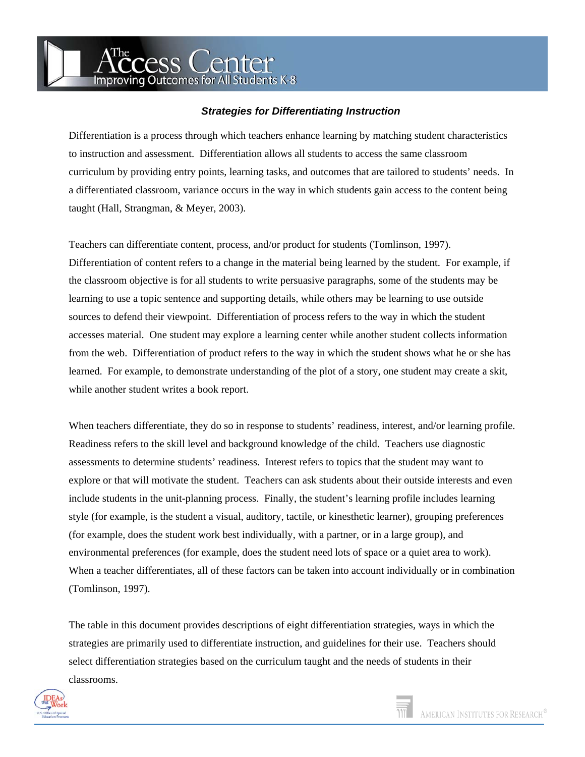# Strategies for Differentiating Instruction

Differentiation is a process through which teachers enhance learning by matching student characteristics to instruction and assessment. Differentiation allows all students to access the same classroom curriculum by providing entry points, learning tasks, and outcomes that are tailored to students' needs. In a differentiated classroom, variance occurs in the way in which students gain access to the content being taught (Hall, Strangman, & Meyer, 2003).

Teachers can differentiate content, process, and/or product for students (Tomlinson, 1997). Differentiation of content refers to a change in the material being learned by the student. For example, if the classroom objective is for all students to write persuasive paragraphs, some of the students may be learning to use a topic sentence and supporting details, while others may be learning to use outside sources to defend their viewpoint. Differentiation of process refers to the way in which the student accesses material. One student may explore a learning center while another student collects information from the web. Differentiation of product refers to the way in which the student shows what he or she has learned. For example, to demonstrate understanding of the plot of a story, one student may create a skit, while another student writes a book report.

When teachers differentiate, they do so in response to students' readiness, interest, and/or learning profile. Readiness refers to the skill level and background knowledge of the child. Teachers use diagnostic assessments to determine students' readiness. Interest refers to topics that the student may want to explore or that will motivate the student. Teachers can ask students about their outside interests and even include students in the unit-planning process. Finally, the student's learning profile includes learning style (for example, is the student a visual, auditory, tactile, or kinesthetic learner), grouping preferences (for example, does the student work best individually, with a partner, or in a large group), and environmental preferences (for example, does the student need lots of space or a quiet area to work). When a teacher differentiates, all of these factors can be taken into account individually or in combination (Tomlinson, 1997).

The table in this document provides descriptions of eight differentiation strategies, ways in which the strategies are primarily used to differentiate instruction, and guidelines for their use. Teachers should select differentiation strategies based on the curriculum taught and the needs of students in their classrooms.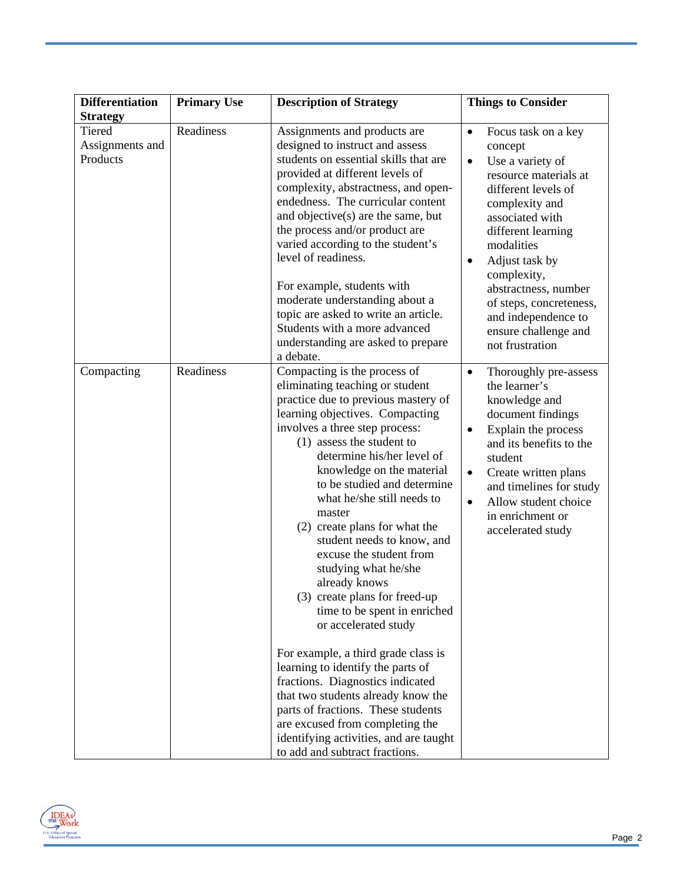| Differentiation Strategy | Primary Use | Description of Strategy | Things to Consider |
|---|---|---|---|
| Tiered Assignments and Products | Readiness | Assignments and products are designed to instruct and assess students on essential skills that are provided at different levels of complexity, abstractness, and open-endedness. The curricular content and objective(s) are the same, but the process and/or product are varied according to the student's level of readiness.<br><br>For example, students with moderate understanding about a topic are asked to write an article. Students with a more advanced understanding are asked to prepare a debate. | • Focus task on a key concept<br>• Use a variety of resource materials at different levels of complexity and associated with different learning modalities<br>• Adjust task by complexity, abstractness, number of steps, concreteness, and independence to ensure challenge and not frustration |
| Compacting | Readiness | Compacting is the process of eliminating teaching or student practice due to previous mastery of learning objectives. Compacting involves a three step process:<br>(1) assess the student to determine his/her level of knowledge on the material to be studied and determine what he/she still needs to master<br>(2) create plans for what the student needs to know, and excuse the student from studying what he/she already knows<br>(3) create plans for freed-up time to be spent in enriched or accelerated study<br><br>For example, a third grade class is learning to identify the parts of fractions. Diagnostics indicated that two students already know the parts of fractions. These students are excused from completing the identifying activities, and are taught to add and subtract fractions. | • Thoroughly pre-assess the learner's knowledge and document findings<br>• Explain the process and its benefits to the student<br>• Create written plans and timelines for study<br>• Allow student choice in enrichment or accelerated study |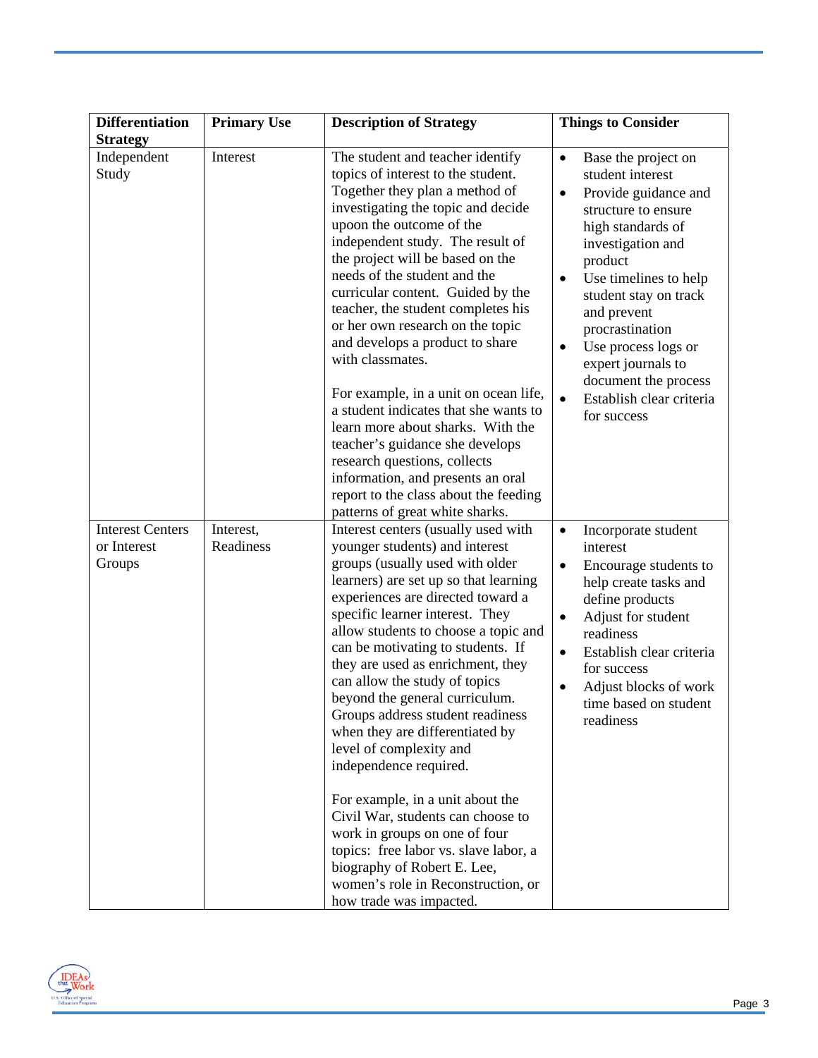| Differentiation Strategy | Primary Use | Description of Strategy | Things to Consider |
|---|---|---|---|
| Independent Study | Interest | The student and teacher identify topics of interest to the student. Together they plan a method of investigating the topic and decide upoon the outcome of the independent study. The result of the project will be based on the needs of the student and the curricular content. Guided by the teacher, the student completes his or her own research on the topic and develops a product to share with classmates.<br><br>For example, in a unit on ocean life, a student indicates that she wants to learn more about sharks. With the teacher's guidance she develops research questions, collects information, and presents an oral report to the class about the feeding patterns of great white sharks. | • Base the project on student interest<br>• Provide guidance and structure to ensure high standards of investigation and product<br>• Use timelines to help student stay on track and prevent procrastination<br>• Use process logs or expert journals to document the process<br>• Establish clear criteria for success |
| Interest Centers or Interest Groups | Interest, Readiness | Interest centers (usually used with younger students) and interest groups (usually used with older learners) are set up so that learning experiences are directed toward a specific learner interest. They allow students to choose a topic and can be motivating to students. If they are used as enrichment, they can allow the study of topics beyond the general curriculum. Groups address student readiness when they are differentiated by level of complexity and independence required.<br><br>For example, in a unit about the Civil War, students can choose to work in groups on one of four topics: free labor vs. slave labor, a biography of Robert E. Lee, women's role in Reconstruction, or how trade was impacted. | • Incorporate student interest<br>• Encourage students to help create tasks and define products<br>• Adjust for student readiness<br>• Establish clear criteria for success<br>• Adjust blocks of work time based on student readiness |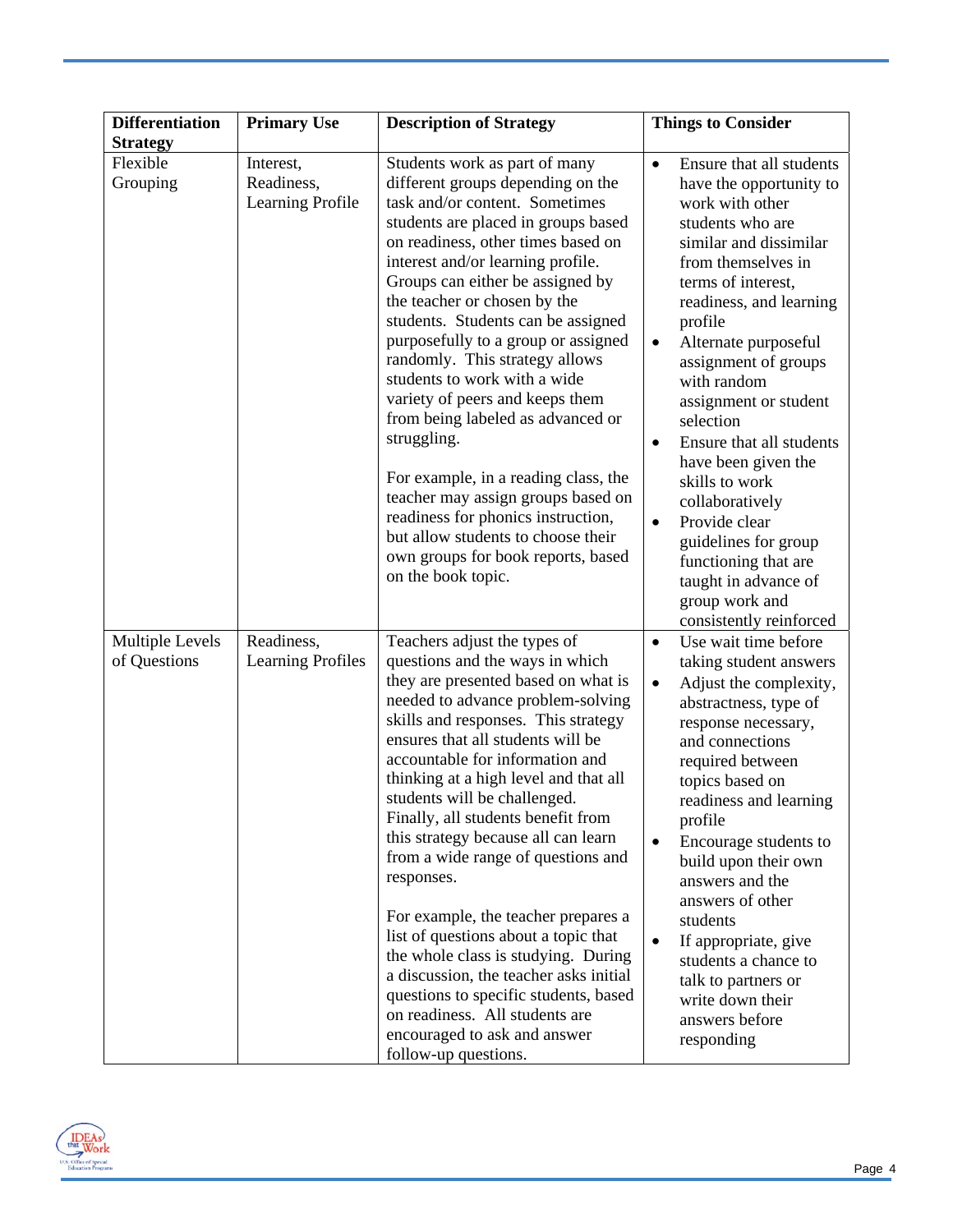| Differentiation Strategy | Primary Use | Description of Strategy | Things to Consider |
|---|---|---|---|
| Flexible Grouping | Interest, Readiness, Learning Profile | Students work as part of many different groups depending on the task and/or content. Sometimes students are placed in groups based on readiness, other times based on interest and/or learning profile. Groups can either be assigned by the teacher or chosen by the students. Students can be assigned purposefully to a group or assigned randomly. This strategy allows students to work with a wide variety of peers and keeps them from being labeled as advanced or struggling.<br><br>For example, in a reading class, the teacher may assign groups based on readiness for phonics instruction, but allow students to choose their own groups for book reports, based on the book topic. | • Ensure that all students have the opportunity to work with other students who are similar and dissimilar from themselves in terms of interest, readiness, and learning profile<br>• Alternate purposeful assignment of groups with random assignment or student selection<br>• Ensure that all students have been given the skills to work collaboratively<br>• Provide clear guidelines for group functioning that are taught in advance of group work and consistently reinforced |
| Multiple Levels of Questions | Readiness, Learning Profiles | Teachers adjust the types of questions and the ways in which they are presented based on what is needed to advance problem-solving skills and responses. This strategy ensures that all students will be accountable for information and thinking at a high level and that all students will be challenged. Finally, all students benefit from this strategy because all can learn from a wide range of questions and responses.<br><br>For example, the teacher prepares a list of questions about a topic that the whole class is studying. During a discussion, the teacher asks initial questions to specific students, based on readiness. All students are encouraged to ask and answer follow-up questions. | • Use wait time before taking student answers<br>• Adjust the complexity, abstractness, type of response necessary, and connections required between topics based on readiness and learning profile<br>• Encourage students to build upon their own answers and the answers of other students<br>• If appropriate, give students a chance to talk to partners or write down their answers before responding |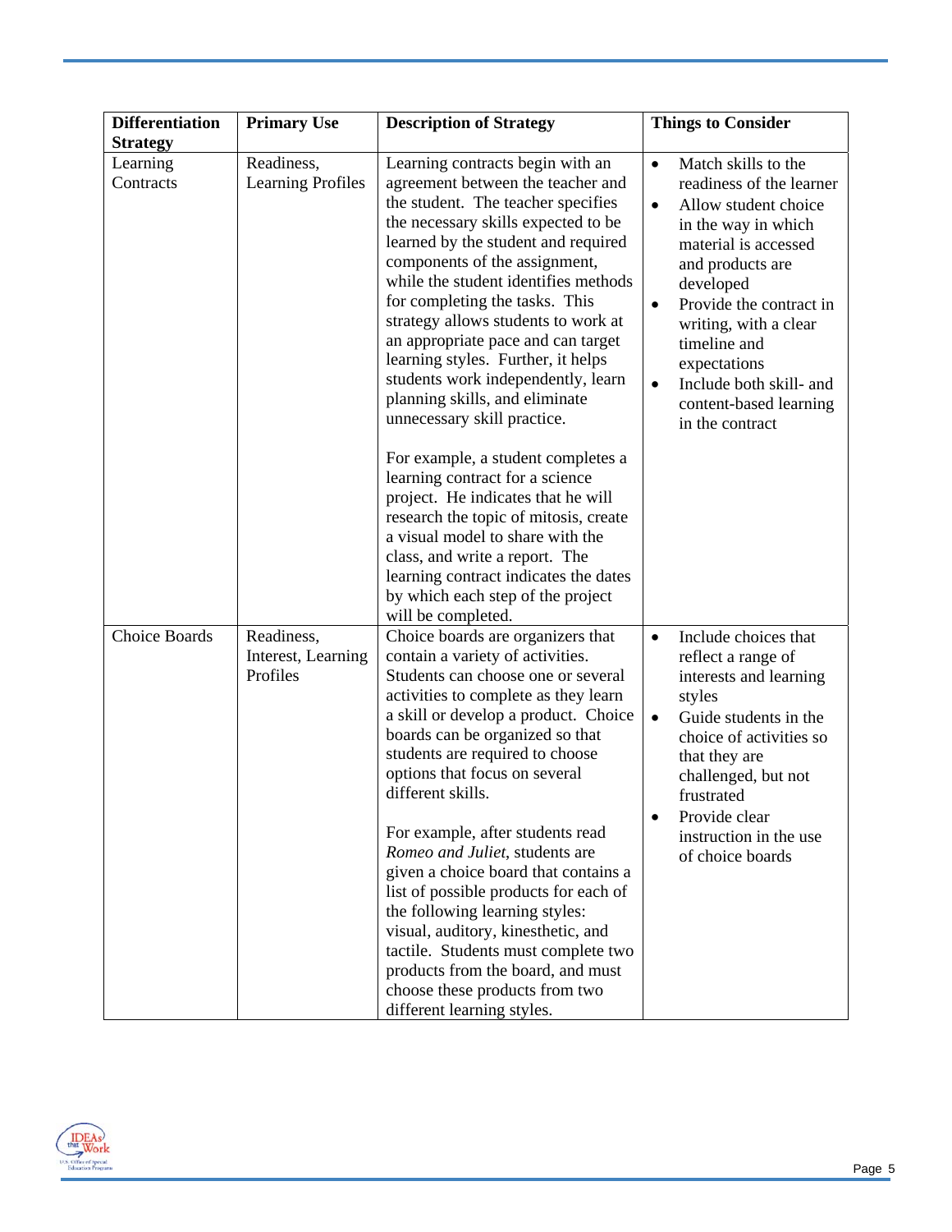| Differentiation Strategy | Primary Use | Description of Strategy | Things to Consider |
|---|---|---|---|
| Learning Contracts | Readiness, Learning Profiles | Learning contracts begin with an agreement between the teacher and the student. The teacher specifies the necessary skills expected to be learned by the student and required components of the assignment, while the student identifies methods for completing the tasks. This strategy allows students to work at an appropriate pace and can target learning styles. Further, it helps students work independently, learn planning skills, and eliminate unnecessary skill practice.<br><br>For example, a student completes a learning contract for a science project. He indicates that he will research the topic of mitosis, create a visual model to share with the class, and write a report. The learning contract indicates the dates by which each step of the project will be completed. | • Match skills to the readiness of the learner<br>• Allow student choice in the way in which material is accessed and products are developed<br>• Provide the contract in writing, with a clear timeline and expectations<br>• Include both skill- and content-based learning in the contract |
| Choice Boards | Readiness, Interest, Learning Profiles | Choice boards are organizers that contain a variety of activities. Students can choose one or several activities to complete as they learn a skill or develop a product. Choice boards can be organized so that students are required to choose options that focus on several different skills.<br><br>For example, after students read *Romeo and Juliet*, students are given a choice board that contains a list of possible products for each of the following learning styles: visual, auditory, kinesthetic, and tactile. Students must complete two products from the board, and must choose these products from two different learning styles. | • Include choices that reflect a range of interests and learning styles<br>• Guide students in the choice of activities so that they are challenged, but not frustrated<br>• Provide clear instruction in the use of choice boards |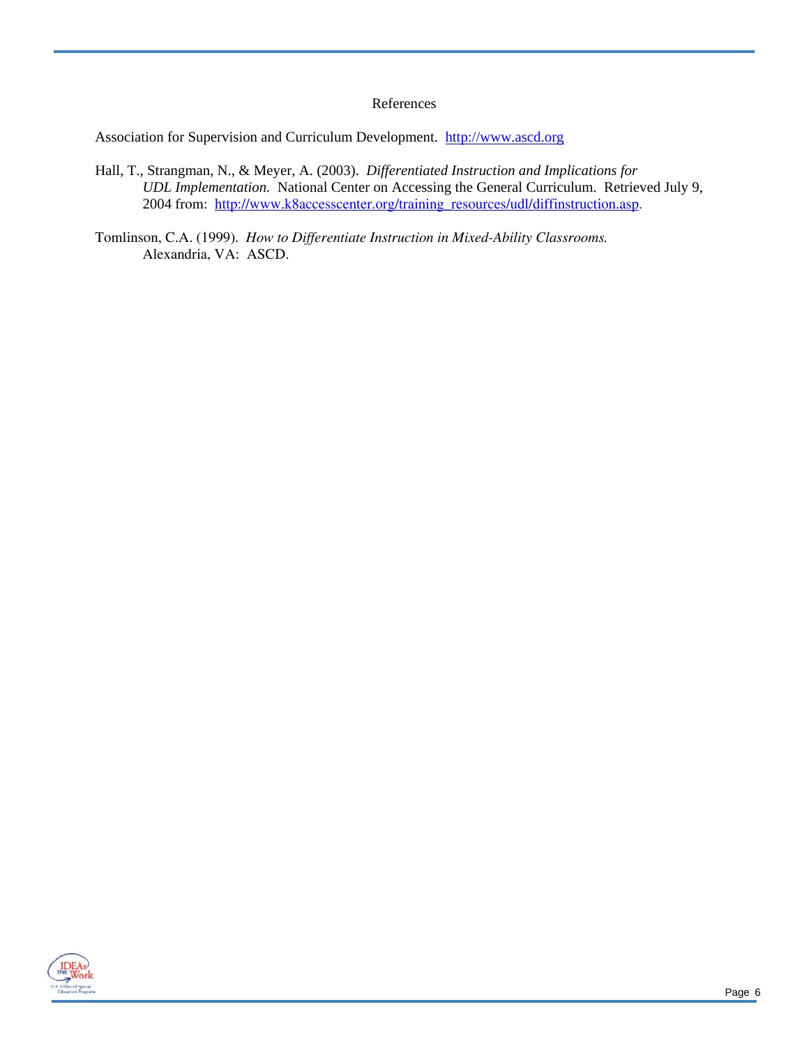# References

Association for Supervision and Curriculum Development. http://www.ascd.org

Hall, T., Strangman, N., & Meyer, A. (2003). *Differentiated Instruction and Implications for UDL Implementation.* National Center on Accessing the General Curriculum. Retrieved July 9, 2004 from: http://www.k8accesscenter.org/training_resources/udl/diffinstruction.asp.

Tomlinson, C.A. (1999). *How to Differentiate Instruction in Mixed-Ability Classrooms.* Alexandria, VA: ASCD.